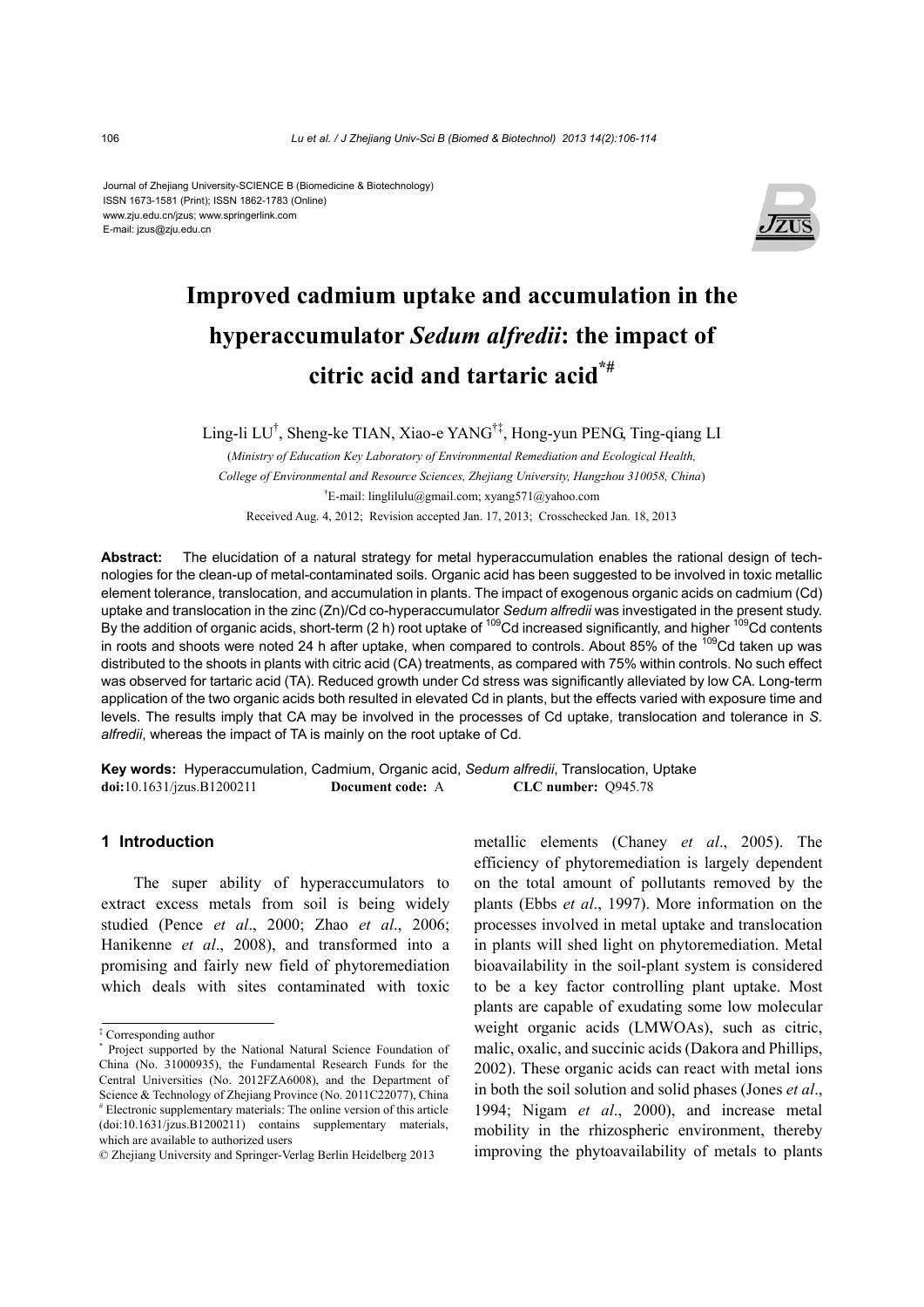Journal of Zhejiang University-SCIENCE B (Biomedicine & Biotechnology)
ISSN 1673-1581 (Print); ISSN 1862-1783 (Online)
www.zju.edu.cn/jzus; www.springerlink.com
E-mail: jzus@zju.edu.cn

# Improved cadmium uptake and accumulation in the hyperaccumulator *Sedum alfredii*: the impact of citric acid and tartaric acid[*#]

Ling-li LU[†], Sheng-ke TIAN, Xiao-e YANG[†‡], Hong-yun PENG, Ting-qiang LI

(*Ministry of Education Key Laboratory of Environmental Remediation and Ecological Health, College of Environmental and Resource Sciences, Zhejiang University, Hangzhou 310058, China*)

[†]E-mail: linglilulu@gmail.com; xyang571@yahoo.com

Received Aug. 4, 2012; Revision accepted Jan. 17, 2013; Crosschecked Jan. 18, 2013

**Abstract:** The elucidation of a natural strategy for metal hyperaccumulation enables the rational design of technologies for the clean-up of metal-contaminated soils. Organic acid has been suggested to be involved in toxic metallic element tolerance, translocation, and accumulation in plants. The impact of exogenous organic acids on cadmium (Cd) uptake and translocation in the zinc (Zn)/Cd co-hyperaccumulator *Sedum alfredii* was investigated in the present study. By the addition of organic acids, short-term (2 h) root uptake of $^{109}$Cd increased significantly, and higher $^{109}$Cd contents in roots and shoots were noted 24 h after uptake, when compared to controls. About 85% of the $^{109}$Cd taken up was distributed to the shoots in plants with citric acid (CA) treatments, as compared with 75% within controls. No such effect was observed for tartaric acid (TA). Reduced growth under Cd stress was significantly alleviated by low CA. Long-term application of the two organic acids both resulted in elevated Cd in plants, but the effects varied with exposure time and levels. The results imply that CA may be involved in the processes of Cd uptake, translocation and tolerance in *S. alfredii*, whereas the impact of TA is mainly on the root uptake of Cd.

**Key words:** Hyperaccumulation, Cadmium, Organic acid, *Sedum alfredii*, Translocation, Uptake
**doi:**10.1631/jzus.B1200211 **Document code:** A **CLC number:** Q945.78

## 1 Introduction

The super ability of hyperaccumulators to extract excess metals from soil is being widely studied (Pence *et al*., 2000; Zhao *et al*., 2006; Hanikenne *et al*., 2008), and transformed into a promising and fairly new field of phytoremediation which deals with sites contaminated with toxic metallic elements (Chaney *et al*., 2005). The efficiency of phytoremediation is largely dependent on the total amount of pollutants removed by the plants (Ebbs *et al*., 1997). More information on the processes involved in metal uptake and translocation in plants will shed light on phytoremediation. Metal bioavailability in the soil-plant system is considered to be a key factor controlling plant uptake. Most plants are capable of exuding some low molecular weight organic acids (LMWOAs), such as citric, malic, oxalic, and succinic acids (Dakora and Phillips, 2002). These organic acids can react with metal ions in both the soil solution and solid phases (Jones *et al*., 1994; Nigam *et al*., 2000), and increase metal mobility in the rhizospheric environment, thereby improving the phytoavailability of metals to plants

---

[‡] Corresponding author

[*] Project supported by the National Natural Science Foundation of China (No. 31000935), the Fundamental Research Funds for the Central Universities (No. 2012FZA6008), and the Department of Science & Technology of Zhejiang Province (No. 2011C22077), China

[#] Electronic supplementary materials: The online version of this article (doi:10.1631/jzus.B1200211) contains supplementary materials, which are available to authorized users

© Zhejiang University and Springer-Verlag Berlin Heidelberg 2013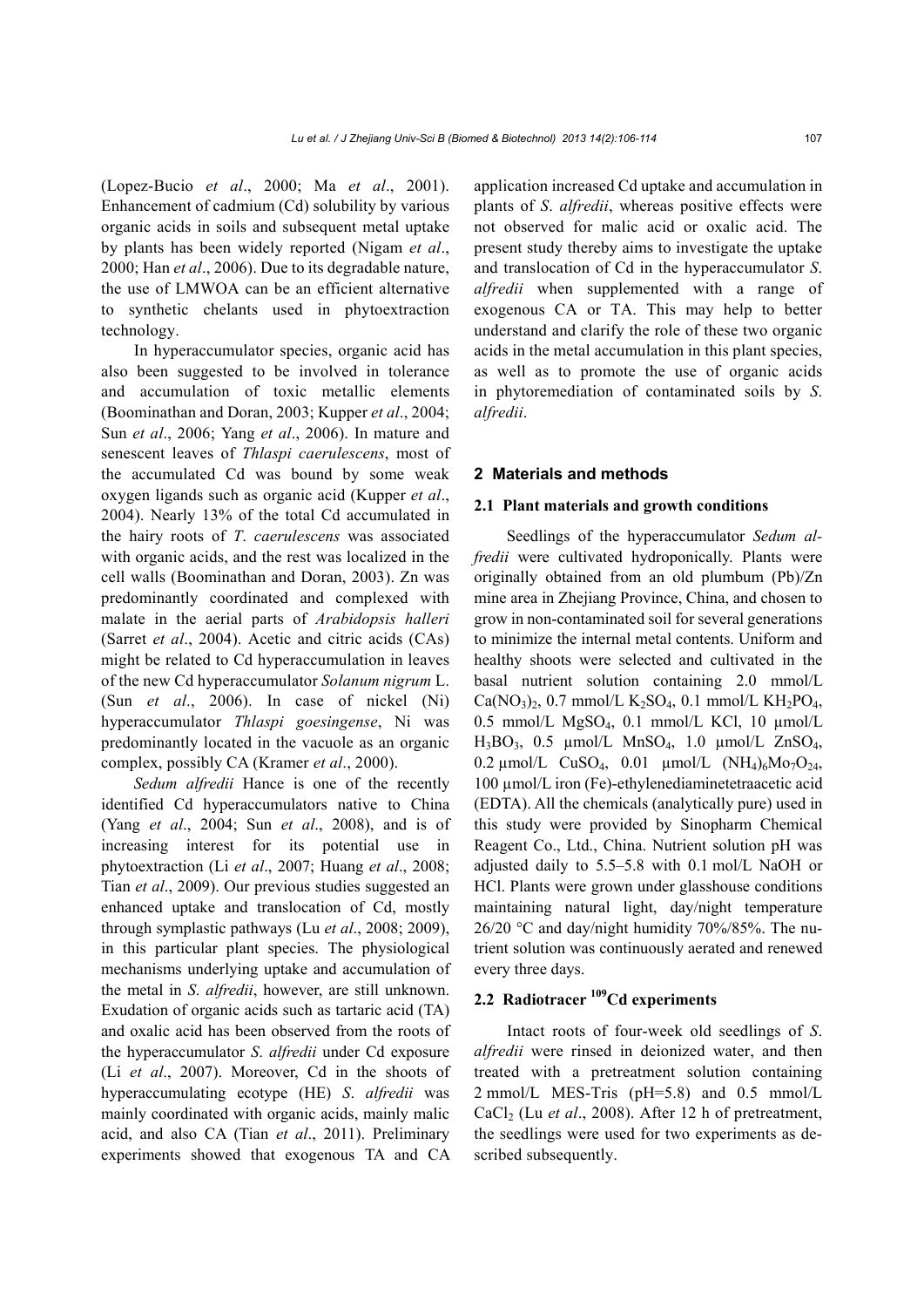(Lopez-Bucio *et al*., 2000; Ma *et al*., 2001). Enhancement of cadmium (Cd) solubility by various organic acids in soils and subsequent metal uptake by plants has been widely reported (Nigam *et al*., 2000; Han *et al*., 2006). Due to its degradable nature, the use of LMWOA can be an efficient alternative to synthetic chelants used in phytoextraction technology.

In hyperaccumulator species, organic acid has also been suggested to be involved in tolerance and accumulation of toxic metallic elements (Boominathan and Doran, 2003; Kupper *et al*., 2004; Sun *et al*., 2006; Yang *et al*., 2006). In mature and senescent leaves of *Thlaspi caerulescens*, most of the accumulated Cd was bound by some weak oxygen ligands such as organic acid (Kupper *et al*., 2004). Nearly 13% of the total Cd accumulated in the hairy roots of *T*. *caerulescens* was associated with organic acids, and the rest was localized in the cell walls (Boominathan and Doran, 2003). Zn was predominantly coordinated and complexed with malate in the aerial parts of *Arabidopsis halleri* (Sarret *et al*., 2004). Acetic and citric acids (CAs) might be related to Cd hyperaccumulation in leaves of the new Cd hyperaccumulator *Solanum nigrum* L. (Sun *et al*., 2006). In case of nickel (Ni) hyperaccumulator *Thlaspi goesingense*, Ni was predominantly located in the vacuole as an organic complex, possibly CA (Kramer *et al*., 2000).

*Sedum alfredii* Hance is one of the recently identified Cd hyperaccumulators native to China (Yang *et al*., 2004; Sun *et al*., 2008), and is of increasing interest for its potential use in phytoextraction (Li *et al*., 2007; Huang *et al*., 2008; Tian *et al*., 2009). Our previous studies suggested an enhanced uptake and translocation of Cd, mostly through symplastic pathways (Lu *et al*., 2008; 2009), in this particular plant species. The physiological mechanisms underlying uptake and accumulation of the metal in *S*. *alfredii*, however, are still unknown. Exudation of organic acids such as tartaric acid (TA) and oxalic acid has been observed from the roots of the hyperaccumulator *S*. *alfredii* under Cd exposure (Li *et al*., 2007). Moreover, Cd in the shoots of hyperaccumulating ecotype (HE) *S*. *alfredii* was mainly coordinated with organic acids, mainly malic acid, and also CA (Tian *et al*., 2011). Preliminary experiments showed that exogenous TA and CA application increased Cd uptake and accumulation in plants of *S*. *alfredii*, whereas positive effects were not observed for malic acid or oxalic acid. The present study thereby aims to investigate the uptake and translocation of Cd in the hyperaccumulator *S*. *alfredii* when supplemented with a range of exogenous CA or TA. This may help to better understand and clarify the role of these two organic acids in the metal accumulation in this plant species, as well as to promote the use of organic acids in phytoremediation of contaminated soils by *S*. *alfredii*.

## 2 Materials and methods

### 2.1 Plant materials and growth conditions

Seedlings of the hyperaccumulator *Sedum alfredii* were cultivated hydroponically. Plants were originally obtained from an old plumbum (Pb)/Zn mine area in Zhejiang Province, China, and chosen to grow in non-contaminated soil for several generations to minimize the internal metal contents. Uniform and healthy shoots were selected and cultivated in the basal nutrient solution containing 2.0 mmol/L $Ca(NO_3)_2$, 0.7 mmol/L $K_2SO_4$, 0.1 mmol/L $KH_2PO_4$, 0.5 mmol/L $MgSO_4$, 0.1 mmol/L KCl, 10 μmol/L $H_3BO_3$, 0.5 μmol/L $MnSO_4$, 1.0 μmol/L $ZnSO_4$, 0.2 μmol/L $CuSO_4$, 0.01 μmol/L $(NH_4)_6Mo_7O_{24}$, 100 μmol/L iron (Fe)-ethylenediaminetetraacetic acid (EDTA). All the chemicals (analytically pure) used in this study were provided by Sinopharm Chemical Reagent Co., Ltd., China. Nutrient solution pH was adjusted daily to 5.5–5.8 with 0.1 mol/L NaOH or HCl. Plants were grown under glasshouse conditions maintaining natural light, day/night temperature 26/20 °C and day/night humidity 70%/85%. The nutrient solution was continuously aerated and renewed every three days.

### 2.2 Radiotracer $^{109}$Cd experiments

Intact roots of four-week old seedlings of *S*. *alfredii* were rinsed in deionized water, and then treated with a pretreatment solution containing 2 mmol/L MES-Tris (pH=5.8) and 0.5 mmol/L $CaCl_2$ (Lu *et al*., 2008). After 12 h of pretreatment, the seedlings were used for two experiments as described subsequently.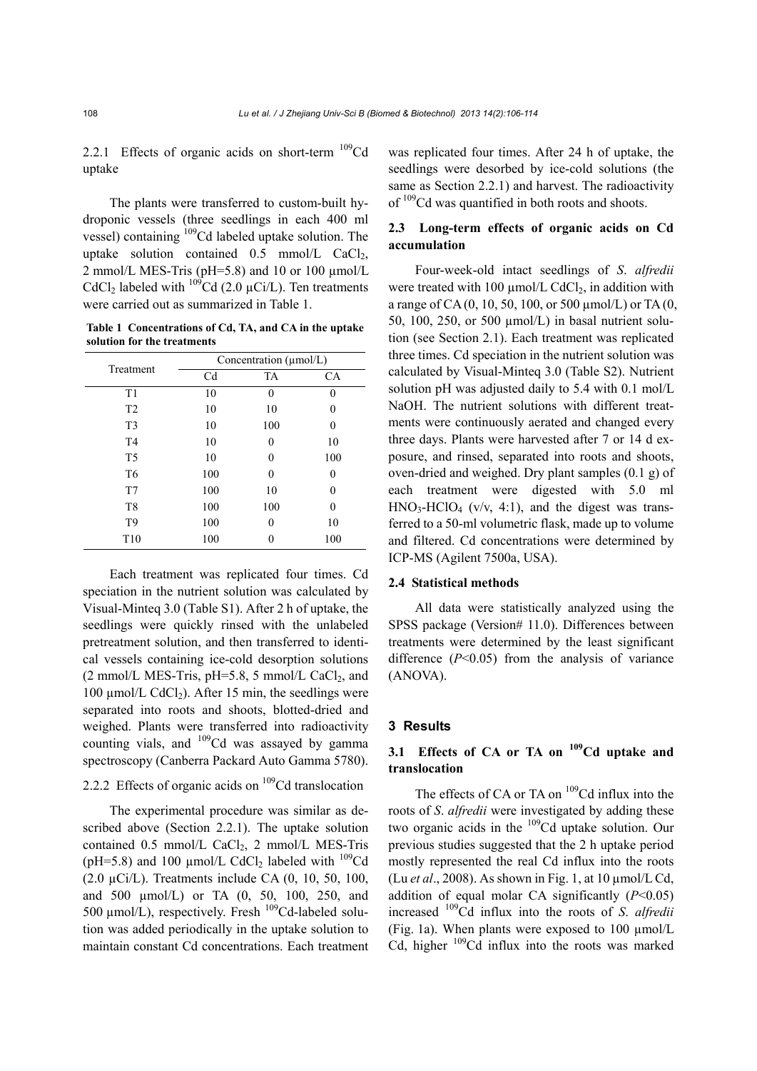#### 2.2.1 Effects of organic acids on short-term $^{109}Cd$ uptake

The plants were transferred to custom-built hydroponic vessels (three seedlings in each 400 ml vessel) containing $^{109}Cd$ labeled uptake solution. The uptake solution contained 0.5 mmol/L $CaCl_2$, 2 mmol/L MES-Tris (pH=5.8) and 10 or 100 μmol/L $CdCl_2$ labeled with $^{109}Cd$ (2.0 μCi/L). Ten treatments were carried out as summarized in Table 1.

**Table 1 Concentrations of Cd, TA, and CA in the uptake solution for the treatments**

| Treatment | Concentration (μmol/L) | | |
|---|---|---|---|
| | Cd | TA | CA |
| T1 | 10 | 0 | 0 |
| T2 | 10 | 10 | 0 |
| T3 | 10 | 100 | 0 |
| T4 | 10 | 0 | 10 |
| T5 | 10 | 0 | 100 |
| T6 | 100 | 0 | 0 |
| T7 | 100 | 10 | 0 |
| T8 | 100 | 100 | 0 |
| T9 | 100 | 0 | 10 |
| T10 | 100 | 0 | 100 |

Each treatment was replicated four times. Cd speciation in the nutrient solution was calculated by Visual-Minteq 3.0 (Table S1). After 2 h of uptake, the seedlings were quickly rinsed with the unlabeled pretreatment solution, and then transferred to identical vessels containing ice-cold desorption solutions (2 mmol/L MES-Tris, pH=5.8, 5 mmol/L $CaCl_2$, and 100 μmol/L $CdCl_2$). After 15 min, the seedlings were separated into roots and shoots, blotted-dried and weighed. Plants were transferred into radioactivity counting vials, and $^{109}Cd$ was assayed by gamma spectroscopy (Canberra Packard Auto Gamma 5780).

#### 2.2.2 Effects of organic acids on $^{109}Cd$ translocation

The experimental procedure was similar as described above (Section 2.2.1). The uptake solution contained 0.5 mmol/L $CaCl_2$, 2 mmol/L MES-Tris (pH=5.8) and 100 μmol/L $CdCl_2$ labeled with $^{109}Cd$ (2.0 μCi/L). Treatments include CA (0, 10, 50, 100, and 500 μmol/L) or TA (0, 50, 100, 250, and 500 μmol/L), respectively. Fresh $^{109}Cd$-labeled solution was added periodically in the uptake solution to maintain constant Cd concentrations. Each treatment was replicated four times. After 24 h of uptake, the seedlings were desorbed by ice-cold solutions (the same as Section 2.2.1) and harvest. The radioactivity of $^{109}Cd$ was quantified in both roots and shoots.

### 2.3 Long-term effects of organic acids on Cd accumulation

Four-week-old intact seedlings of *S. alfredii* were treated with 100 μmol/L $CdCl_2$, in addition with a range of CA (0, 10, 50, 100, or 500 μmol/L) or TA (0, 50, 100, 250, or 500 μmol/L) in basal nutrient solution (see Section 2.1). Each treatment was replicated three times. Cd speciation in the nutrient solution was calculated by Visual-Minteq 3.0 (Table S2). Nutrient solution pH was adjusted daily to 5.4 with 0.1 mol/L NaOH. The nutrient solutions with different treatments were continuously aerated and changed every three days. Plants were harvested after 7 or 14 d exposure, and rinsed, separated into roots and shoots, oven-dried and weighed. Dry plant samples (0.1 g) of each treatment were digested with 5.0 ml $HNO_3$-$HClO_4$ (v/v, 4:1), and the digest was transferred to a 50-ml volumetric flask, made up to volume and filtered. Cd concentrations were determined by ICP-MS (Agilent 7500a, USA).

### 2.4 Statistical methods

All data were statistically analyzed using the SPSS package (Version# 11.0). Differences between treatments were determined by the least significant difference ($P$<0.05) from the analysis of variance (ANOVA).

## 3 Results

### 3.1 Effects of CA or TA on $^{109}Cd$ uptake and translocation

The effects of CA or TA on $^{109}Cd$ influx into the roots of *S. alfredii* were investigated by adding these two organic acids in the $^{109}Cd$ uptake solution. Our previous studies suggested that the 2 h uptake period mostly represented the real Cd influx into the roots (Lu *et al*., 2008). As shown in Fig. 1, at 10 μmol/L Cd, addition of equal molar CA significantly ($P$<0.05) increased $^{109}Cd$ influx into the roots of *S. alfredii* (Fig. 1a). When plants were exposed to 100 μmol/L Cd, higher $^{109}Cd$ influx into the roots was marked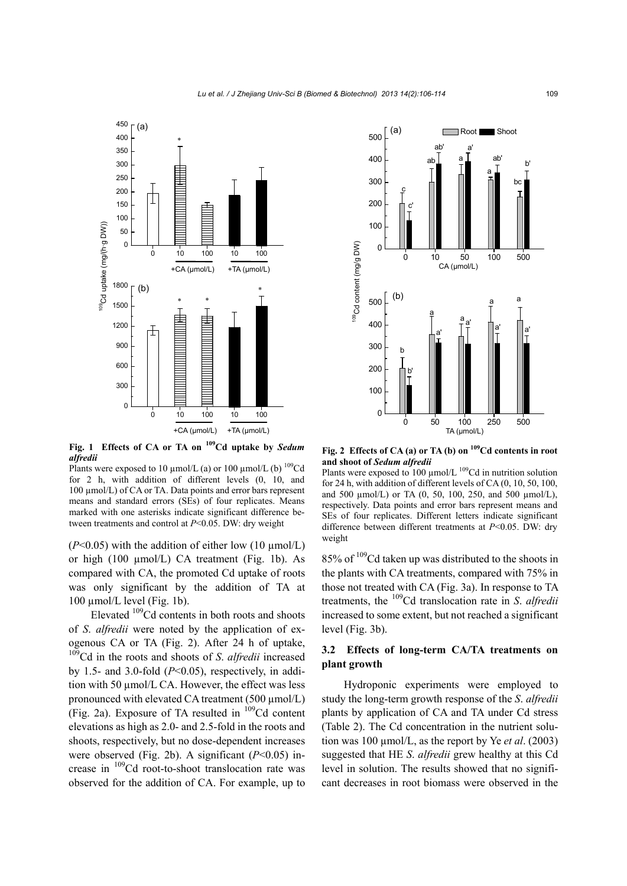Fig. 1 Effects of CA or TA on $^{109}$Cd uptake by *Sedum alfredii*

Plants were exposed to 10 μmol/L (a) or 100 μmol/L (b) $^{109}$Cd for 2 h, with addition of different levels (0, 10, and 100 μmol/L) of CA or TA. Data points and error bars represent means and standard errors (SEs) of four replicates. Means marked with one asterisks indicate significant difference between treatments and control at $P<0.05$. DW: dry weight

Fig. 2 Effects of CA (a) or TA (b) on $^{109}$Cd contents in root and shoot of *Sedum alfredii*

Plants were exposed to 100 μmol/L $^{109}$Cd in nutrition solution for 24 h, with addition of different levels of CA (0, 10, 50, 100, and 500 μmol/L) or TA (0, 50, 100, 250, and 500 μmol/L), respectively. Data points and error bars represent means and SEs of four replicates. Different letters indicate significant difference between different treatments at $P<0.05$. DW: dry weight

($P<0.05$) with the addition of either low (10 μmol/L) or high (100 μmol/L) CA treatment (Fig. 1b). As compared with CA, the promoted Cd uptake of roots was only significant by the addition of TA at 100 μmol/L level (Fig. 1b).

Elevated $^{109}$Cd contents in both roots and shoots of *S. alfredii* were noted by the application of exogenous CA or TA (Fig. 2). After 24 h of uptake, $^{109}$Cd in the roots and shoots of *S. alfredii* increased by 1.5- and 3.0-fold ($P<0.05$), respectively, in addition with 50 μmol/L CA. However, the effect was less pronounced with elevated CA treatment (500 μmol/L) (Fig. 2a). Exposure of TA resulted in $^{109}$Cd content elevations as high as 2.0- and 2.5-fold in the roots and shoots, respectively, but no dose-dependent increases were observed (Fig. 2b). A significant ($P<0.05$) increase in $^{109}$Cd root-to-shoot translocation rate was observed for the addition of CA. For example, up to 85% of $^{109}$Cd taken up was distributed to the shoots in the plants with CA treatments, compared with 75% in those not treated with CA (Fig. 3a). In response to TA treatments, the $^{109}$Cd translocation rate in *S. alfredii* increased to some extent, but not reached a significant level (Fig. 3b).

### 3.2 Effects of long-term CA/TA treatments on plant growth

Hydroponic experiments were employed to study the long-term growth response of the *S. alfredii* plants by application of CA and TA under Cd stress (Table 2). The Cd concentration in the nutrient solution was 100 μmol/L, as the report by Ye *et al*. (2003) suggested that HE *S. alfredii* grew healthy at this Cd level in solution. The results showed that no significant decreases in root biomass were observed in the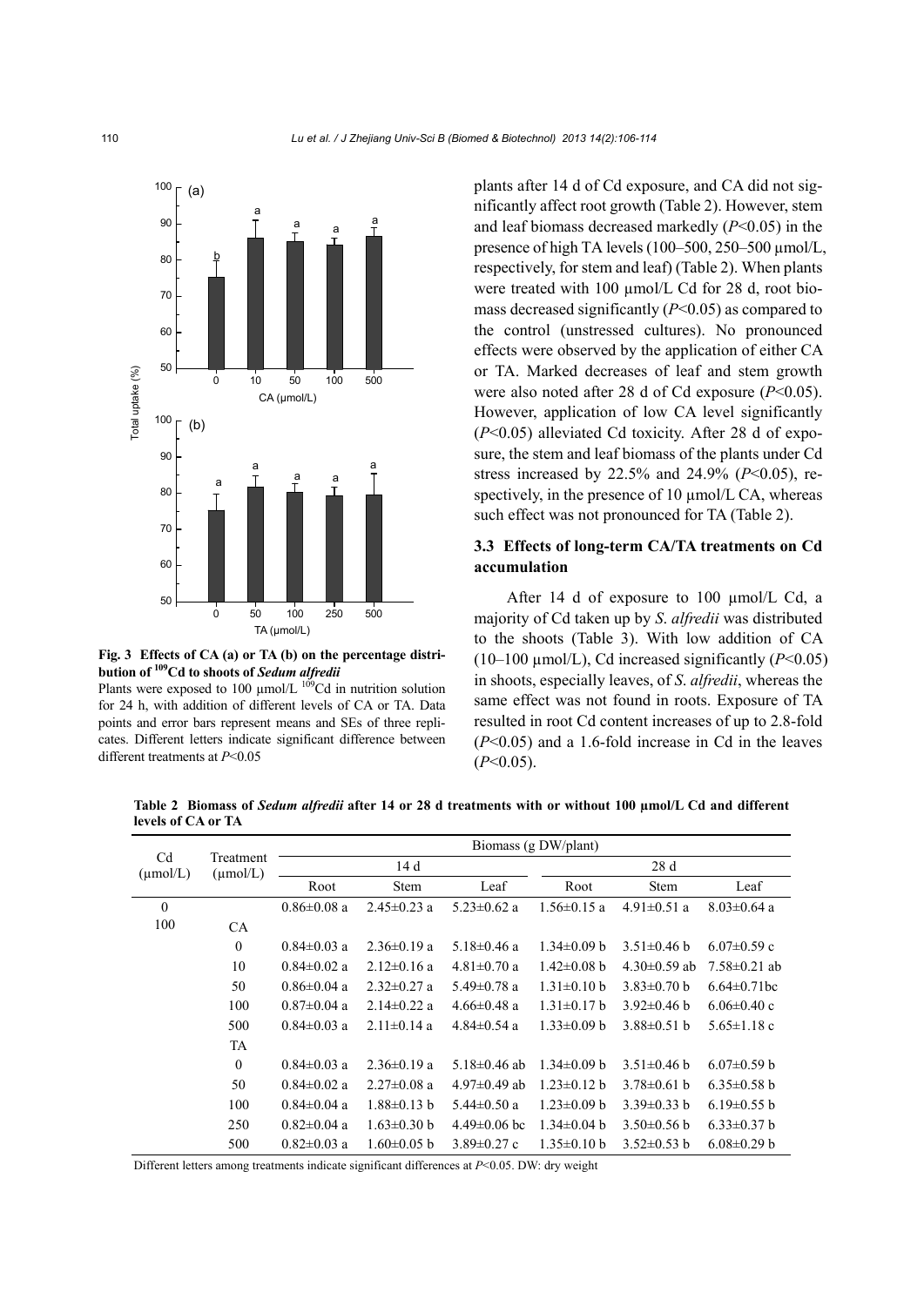Fig. 3 Effects of CA (a) or TA (b) on the percentage distribution of $^{109}$Cd to shoots of *Sedum alfredii*

Plants were exposed to 100 μmol/L $^{109}$Cd in nutrition solution for 24 h, with addition of different levels of CA or TA. Data points and error bars represent means and SEs of three replicates. Different letters indicate significant difference between different treatments at $P<0.05$

plants after 14 d of Cd exposure, and CA did not significantly affect root growth (Table 2). However, stem and leaf biomass decreased markedly ($P<0.05$) in the presence of high TA levels (100–500, 250–500 μmol/L, respectively, for stem and leaf) (Table 2). When plants were treated with 100 μmol/L Cd for 28 d, root biomass decreased significantly ($P<0.05$) as compared to the control (unstressed cultures). No pronounced effects were observed by the application of either CA or TA. Marked decreases of leaf and stem growth were also noted after 28 d of Cd exposure ($P<0.05$). However, application of low CA level significantly ($P<0.05$) alleviated Cd toxicity. After 28 d of exposure, the stem and leaf biomass of the plants under Cd stress increased by 22.5% and 24.9% ($P<0.05$), respectively, in the presence of 10 μmol/L CA, whereas such effect was not pronounced for TA (Table 2).

### 3.3 Effects of long-term CA/TA treatments on Cd accumulation

After 14 d of exposure to 100 μmol/L Cd, a majority of Cd taken up by *S. alfredii* was distributed to the shoots (Table 3). With low addition of CA (10–100 μmol/L), Cd increased significantly ($P<0.05$) in shoots, especially leaves, of *S. alfredii*, whereas the same effect was not found in roots. Exposure of TA resulted in root Cd content increases of up to 2.8-fold ($P<0.05$) and a 1.6-fold increase in Cd in the leaves ($P<0.05$).

**Table 2 Biomass of *Sedum alfredii* after 14 or 28 d treatments with or without 100 μmol/L Cd and different levels of CA or TA**

| Cd (μmol/L) | Treatment (μmol/L) | Biomass (g DW/plant) | | | | | |
|---|---|---|---|---|---|---|---|
| | | 14 d | | | 28 d | | |
| | | Root | Stem | Leaf | Root | Stem | Leaf |
| 0 | | 0.86±0.08 a | 2.45±0.23 a | 5.23±0.62 a | 1.56±0.15 a | 4.91±0.51 a | 8.03±0.64 a |
| 100 | CA | | | | | | |
| | 0 | 0.84±0.03 a | 2.36±0.19 a | 5.18±0.46 a | 1.34±0.09 b | 3.51±0.46 b | 6.07±0.59 c |
| | 10 | 0.84±0.02 a | 2.12±0.16 a | 4.81±0.70 a | 1.42±0.08 b | 4.30±0.59 ab | 7.58±0.21 ab |
| | 50 | 0.86±0.04 a | 2.32±0.27 a | 5.49±0.78 a | 1.31±0.10 b | 3.83±0.70 b | 6.64±0.71bc |
| | 100 | 0.87±0.04 a | 2.14±0.22 a | 4.66±0.48 a | 1.31±0.17 b | 3.92±0.46 b | 6.06±0.40 c |
| | 500 | 0.84±0.03 a | 2.11±0.14 a | 4.84±0.54 a | 1.33±0.09 b | 3.88±0.51 b | 5.65±1.18 c |
| | TA | | | | | | |
| | 0 | 0.84±0.03 a | 2.36±0.19 a | 5.18±0.46 ab | 1.34±0.09 b | 3.51±0.46 b | 6.07±0.59 b |
| | 50 | 0.84±0.02 a | 2.27±0.08 a | 4.97±0.49 ab | 1.23±0.12 b | 3.78±0.61 b | 6.35±0.58 b |
| | 100 | 0.84±0.04 a | 1.88±0.13 b | 5.44±0.50 a | 1.23±0.09 b | 3.39±0.33 b | 6.19±0.55 b |
| | 250 | 0.82±0.04 a | 1.63±0.30 b | 4.49±0.06 bc | 1.34±0.04 b | 3.50±0.56 b | 6.33±0.37 b |
| | 500 | 0.82±0.03 a | 1.60±0.05 b | 3.89±0.27 c | 1.35±0.10 b | 3.52±0.53 b | 6.08±0.29 b |

Different letters among treatments indicate significant differences at $P<0.05$. DW: dry weight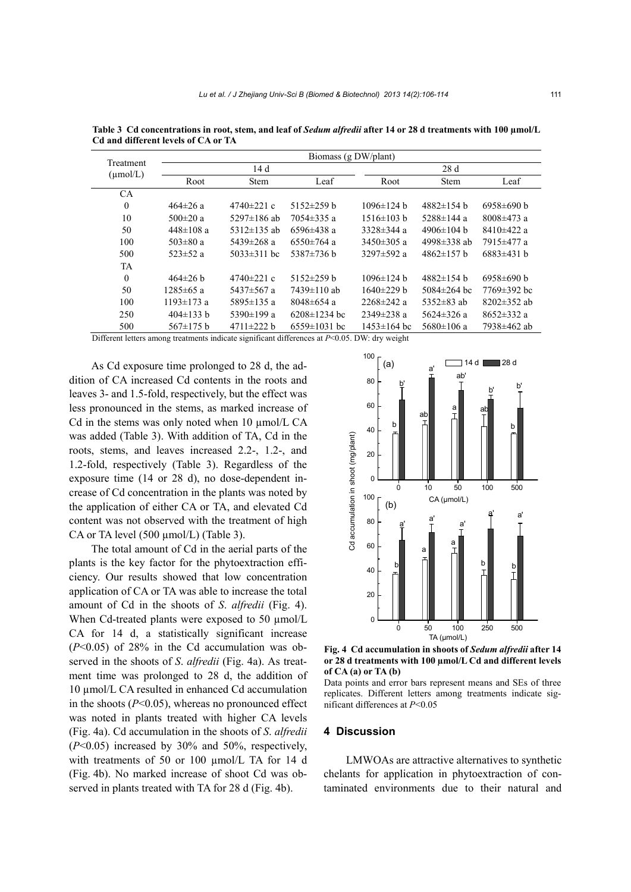**Table 3 Cd concentrations in root, stem, and leaf of *Sedum alfredii* after 14 or 28 d treatments with 100 μmol/L Cd and different levels of CA or TA**

| Treatment (μmol/L) | Biomass (g DW/plant) | | | | | |
|---|---|---|---|---|---|---|
| | 14 d | | | 28 d | | |
| | Root | Stem | Leaf | Root | Stem | Leaf |
| CA | | | | | | |
| 0 | 464±26 a | 4740±221 c | 5152±259 b | 1096±124 b | 4882±154 b | 6958±690 b |
| 10 | 500±20 a | 5297±186 ab | 7054±335 a | 1516±103 b | 5288±144 a | 8008±473 a |
| 50 | 448±108 a | 5312±135 ab | 6596±438 a | 3328±344 a | 4906±104 b | 8410±422 a |
| 100 | 503±80 a | 5439±268 a | 6550±764 a | 3450±305 a | 4998±338 ab | 7915±477 a |
| 500 | 523±52 a | 5033±311 bc | 5387±736 b | 3297±592 a | 4862±157 b | 6883±431 b |
| TA | | | | | | |
| 0 | 464±26 b | 4740±221 c | 5152±259 b | 1096±124 b | 4882±154 b | 6958±690 b |
| 50 | 1285±65 a | 5437±567 a | 7439±110 ab | 1640±229 b | 5084±264 bc | 7769±392 bc |
| 100 | 1193±173 a | 5895±135 a | 8048±654 a | 2268±242 a | 5352±83 ab | 8202±352 ab |
| 250 | 404±133 b | 5390±199 a | 6208±1234 bc | 2349±238 a | 5624±326 a | 8652±332 a |
| 500 | 567±175 b | 4711±222 b | 6559±1031 bc | 1453±164 bc | 5680±106 a | 7938±462 ab |

Different letters among treatments indicate significant differences at $P<0.05$. DW: dry weight

As Cd exposure time prolonged to 28 d, the addition of CA increased Cd contents in the roots and leaves 3- and 1.5-fold, respectively, but the effect was less pronounced in the stems, as marked increase of Cd in the stems was only noted when 10 μmol/L CA was added (Table 3). With addition of TA, Cd in the roots, stems, and leaves increased 2.2-, 1.2-, and 1.2-fold, respectively (Table 3). Regardless of the exposure time (14 or 28 d), no dose-dependent increase of Cd concentration in the plants was noted by the application of either CA or TA, and elevated Cd content was not observed with the treatment of high CA or TA level (500 μmol/L) (Table 3).

The total amount of Cd in the aerial parts of the plants is the key factor for the phytoextraction efficiency. Our results showed that low concentration application of CA or TA was able to increase the total amount of Cd in the shoots of *S. alfredii* (Fig. 4). When Cd-treated plants were exposed to 50 μmol/L CA for 14 d, a statistically significant increase ($P<0.05$) of 28% in the Cd accumulation was observed in the shoots of *S. alfredii* (Fig. 4a). As treatment time was prolonged to 28 d, the addition of 10 μmol/L CA resulted in enhanced Cd accumulation in the shoots ($P<0.05$), whereas no pronounced effect was noted in plants treated with higher CA levels (Fig. 4a). Cd accumulation in the shoots of *S. alfredii* ($P<0.05$) increased by 30% and 50%, respectively, with treatments of 50 or 100 μmol/L TA for 14 d (Fig. 4b). No marked increase of shoot Cd was observed in plants treated with TA for 28 d (Fig. 4b).

**Fig. 4 Cd accumulation in shoots of *Sedum alfredii* after 14 or 28 d treatments with 100 μmol/L Cd and different levels of CA (a) or TA (b)**

Data points and error bars represent means and SEs of three replicates. Different letters among treatments indicate significant differences at $P<0.05$

## 4 Discussion

LMWOAs are attractive alternatives to synthetic chelants for application in phytoextraction of contaminated environments due to their natural and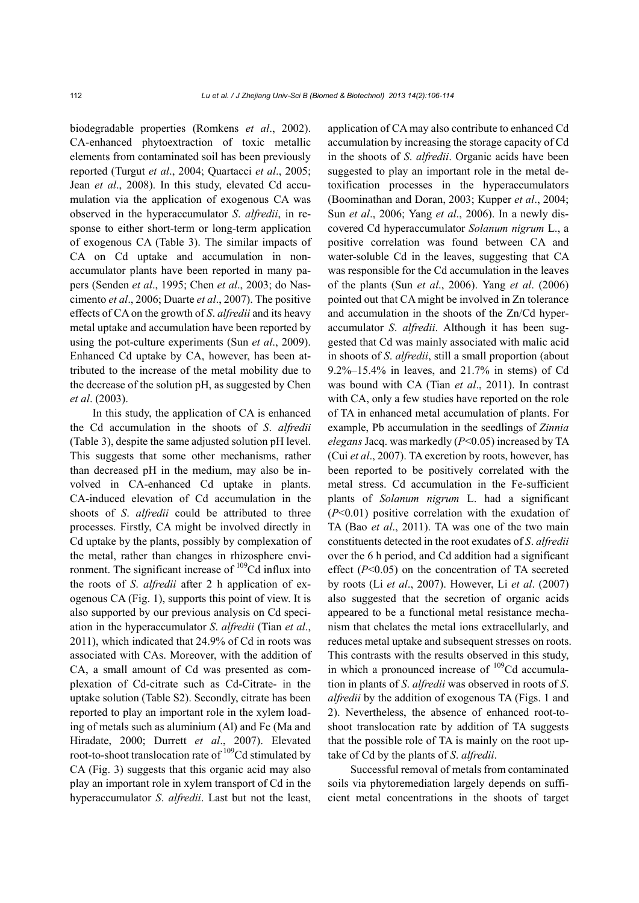biodegradable properties (Romkens *et al*., 2002). CA-enhanced phytoextraction of toxic metallic elements from contaminated soil has been previously reported (Turgut *et al*., 2004; Quartacci *et al*., 2005; Jean *et al*., 2008). In this study, elevated Cd accumulation via the application of exogenous CA was observed in the hyperaccumulator *S. alfredii*, in response to either short-term or long-term application of exogenous CA (Table 3). The similar impacts of CA on Cd uptake and accumulation in non-accumulator plants have been reported in many papers (Senden *et al*., 1995; Chen *et al*., 2003; do Nascimento *et al*., 2006; Duarte *et al*., 2007). The positive effects of CA on the growth of *S. alfredii* and its heavy metal uptake and accumulation have been reported by using the pot-culture experiments (Sun *et al*., 2009). Enhanced Cd uptake by CA, however, has been attributed to the increase of the metal mobility due to the decrease of the solution pH, as suggested by Chen *et al*. (2003).

In this study, the application of CA is enhanced the Cd accumulation in the shoots of *S. alfredii* (Table 3), despite the same adjusted solution pH level. This suggests that some other mechanisms, rather than decreased pH in the medium, may also be involved in CA-enhanced Cd uptake in plants. CA-induced elevation of Cd accumulation in the shoots of *S. alfredii* could be attributed to three processes. Firstly, CA might be involved directly in Cd uptake by the plants, possibly by complexation of the metal, rather than changes in rhizosphere environment. The significant increase of $^{109}$Cd influx into the roots of *S. alfredii* after 2 h application of exogenous CA (Fig. 1), supports this point of view. It is also supported by our previous analysis on Cd speciation in the hyperaccumulator *S. alfredii* (Tian *et al*., 2011), which indicated that 24.9% of Cd in roots was associated with CAs. Moreover, with the addition of CA, a small amount of Cd was presented as complexation of Cd-citrate such as Cd-Citrate- in the uptake solution (Table S2). Secondly, citrate has been reported to play an important role in the xylem loading of metals such as aluminium (Al) and Fe (Ma and Hiradate, 2000; Durrett *et al*., 2007). Elevated root-to-shoot translocation rate of $^{109}$Cd stimulated by CA (Fig. 3) suggests that this organic acid may also play an important role in xylem transport of Cd in the hyperaccumulator *S. alfredii*. Last but not the least, application of CA may also contribute to enhanced Cd accumulation by increasing the storage capacity of Cd in the shoots of *S. alfredii*. Organic acids have been suggested to play an important role in the metal detoxification processes in the hyperaccumulators (Boominathan and Doran, 2003; Kupper *et al*., 2004; Sun *et al*., 2006; Yang *et al*., 2006). In a newly discovered Cd hyperaccumulator *Solanum nigrum* L., a positive correlation was found between CA and water-soluble Cd in the leaves, suggesting that CA was responsible for the Cd accumulation in the leaves of the plants (Sun *et al*., 2006). Yang *et al*. (2006) pointed out that CA might be involved in Zn tolerance and accumulation in the shoots of the Zn/Cd hyperaccumulator *S. alfredii*. Although it has been suggested that Cd was mainly associated with malic acid in shoots of *S. alfredii*, still a small proportion (about 9.2%–15.4% in leaves, and 21.7% in stems) of Cd was bound with CA (Tian *et al*., 2011). In contrast with CA, only a few studies have reported on the role of TA in enhanced metal accumulation of plants. For example, Pb accumulation in the seedlings of *Zinnia elegans* Jacq. was markedly ($P<0.05$) increased by TA (Cui *et al*., 2007). TA excretion by roots, however, has been reported to be positively correlated with the metal stress. Cd accumulation in the Fe-sufficient plants of *Solanum nigrum* L. had a significant ($P<0.01$) positive correlation with the exudation of TA (Bao *et al*., 2011). TA was one of the two main constituents detected in the root exudates of *S. alfredii* over the 6 h period, and Cd addition had a significant effect ($P<0.05$) on the concentration of TA secreted by roots (Li *et al*., 2007). However, Li *et al*. (2007) also suggested that the secretion of organic acids appeared to be a functional metal resistance mechanism that chelates the metal ions extracellularly, and reduces metal uptake and subsequent stresses on roots. This contrasts with the results observed in this study, in which a pronounced increase of $^{109}$Cd accumulation in plants of *S. alfredii* was observed in roots of *S. alfredii* by the addition of exogenous TA (Figs. 1 and 2). Nevertheless, the absence of enhanced root-to-shoot translocation rate by addition of TA suggests that the possible role of TA is mainly on the root uptake of Cd by the plants of *S. alfredii*.

Successful removal of metals from contaminated soils via phytoremediation largely depends on sufficient metal concentrations in the shoots of target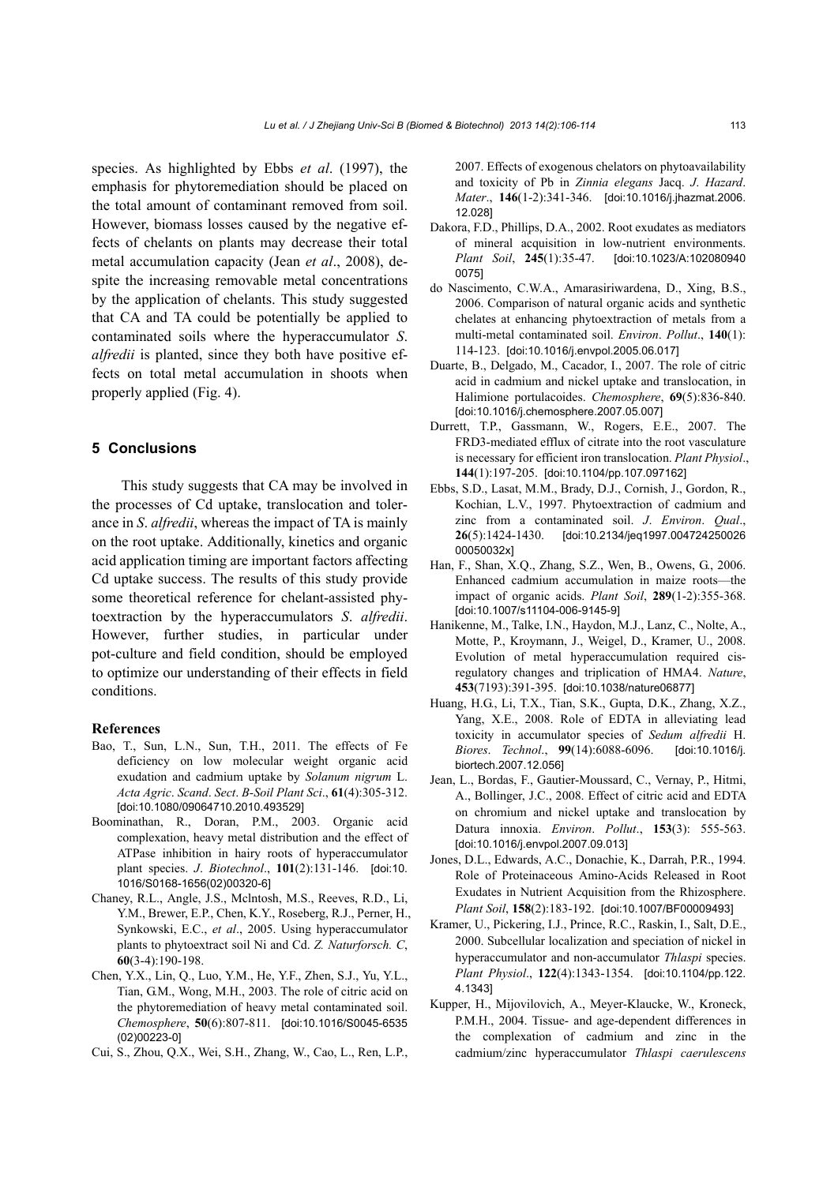species. As highlighted by Ebbs *et al*. (1997), the emphasis for phytoremediation should be placed on the total amount of contaminant removed from soil. However, biomass losses caused by the negative effects of chelants on plants may decrease their total metal accumulation capacity (Jean *et al*., 2008), despite the increasing removable metal concentrations by the application of chelants. This study suggested that CA and TA could be potentially be applied to contaminated soils where the hyperaccumulator *S*. *alfredii* is planted, since they both have positive effects on total metal accumulation in shoots when properly applied (Fig. 4).

## 5 Conclusions

This study suggests that CA may be involved in the processes of Cd uptake, translocation and tolerance in *S*. *alfredii*, whereas the impact of TA is mainly on the root uptake. Additionally, kinetics and organic acid application timing are important factors affecting Cd uptake success. The results of this study provide some theoretical reference for chelant-assisted phytoextraction by the hyperaccumulators *S*. *alfredii*. However, further studies, in particular under pot-culture and field condition, should be employed to optimize our understanding of their effects in field conditions.

### References

Bao, T., Sun, L.N., Sun, T.H., 2011. The effects of Fe deficiency on low molecular weight organic acid exudation and cadmium uptake by *Solanum nigrum* L. *Acta Agric*. *Scand*. *Sect*. *B-Soil Plant Sci*., **61**(4):305-312. [doi:10.1080/09064710.2010.493529]

Boominathan, R., Doran, P.M., 2003. Organic acid complexation, heavy metal distribution and the effect of ATPase inhibition in hairy roots of hyperaccumulator plant species. *J*. *Biotechnol*., **101**(2):131-146. [doi:10.1016/S0168-1656(02)00320-6]

Chaney, R.L., Angle, J.S., Mclntosh, M.S., Reeves, R.D., Li, Y.M., Brewer, E.P., Chen, K.Y., Roseberg, R.J., Perner, H., Synkowski, E.C., *et al*., 2005. Using hyperaccumulator plants to phytoextract soil Ni and Cd. *Z. Naturforsch. C*, **60**(3-4):190-198.

Chen, Y.X., Lin, Q., Luo, Y.M., He, Y.F., Zhen, S.J., Yu, Y.L., Tian, G.M., Wong, M.H., 2003. The role of citric acid on the phytoremediation of heavy metal contaminated soil. *Chemosphere*, **50**(6):807-811. [doi:10.1016/S0045-6535(02)00223-0]

Cui, S., Zhou, Q.X., Wei, S.H., Zhang, W., Cao, L., Ren, L.P., 2007. Effects of exogenous chelators on phytoavailability and toxicity of Pb in *Zinnia elegans* Jacq. *J*. *Hazard*. *Mater*., **146**(1-2):341-346. [doi:10.1016/j.jhazmat.2006.12.028]

Dakora, F.D., Phillips, D.A., 2002. Root exudates as mediators of mineral acquisition in low-nutrient environments. *Plant Soil*, **245**(1):35-47. [doi:10.1023/A:1020809400075]

do Nascimento, C.W.A., Amarasiriwardena, D., Xing, B.S., 2006. Comparison of natural organic acids and synthetic chelates at enhancing phytoextraction of metals from a multi-metal contaminated soil. *Environ*. *Pollut*., **140**(1):114-123. [doi:10.1016/j.envpol.2005.06.017]

Duarte, B., Delgado, M., Cacador, I., 2007. The role of citric acid in cadmium and nickel uptake and translocation, in Halimione portulacoides. *Chemosphere*, **69**(5):836-840. [doi:10.1016/j.chemosphere.2007.05.007]

Durrett, T.P., Gassmann, W., Rogers, E.E., 2007. The FRD3-mediated efflux of citrate into the root vasculature is necessary for efficient iron translocation. *Plant Physiol*., **144**(1):197-205. [doi:10.1104/pp.107.097162]

Ebbs, S.D., Lasat, M.M., Brady, D.J., Cornish, J., Gordon, R., Kochian, L.V., 1997. Phytoextraction of cadmium and zinc from a contaminated soil. *J*. *Environ*. *Qual*., **26**(5):1424-1430. [doi:10.2134/jeq1997.00472425002600050032x]

Han, F., Shan, X.Q., Zhang, S.Z., Wen, B., Owens, G., 2006. Enhanced cadmium accumulation in maize roots—the impact of organic acids. *Plant Soil*, **289**(1-2):355-368. [doi:10.1007/s11104-006-9145-9]

Hanikenne, M., Talke, I.N., Haydon, M.J., Lanz, C., Nolte, A., Motte, P., Kroymann, J., Weigel, D., Kramer, U., 2008. Evolution of metal hyperaccumulation required cis-regulatory changes and triplication of HMA4. *Nature*, **453**(7193):391-395. [doi:10.1038/nature06877]

Huang, H.G., Li, T.X., Tian, S.K., Gupta, D.K., Zhang, X.Z., Yang, X.E., 2008. Role of EDTA in alleviating lead toxicity in accumulator species of *Sedum alfredii* H. *Biores*. *Technol*., **99**(14):6088-6096. [doi:10.1016/j.biortech.2007.12.056]

Jean, L., Bordas, F., Gautier-Moussard, C., Vernay, P., Hitmi, A., Bollinger, J.C., 2008. Effect of citric acid and EDTA on chromium and nickel uptake and translocation by Datura innoxia. *Environ*. *Pollut*., **153**(3): 555-563. [doi:10.1016/j.envpol.2007.09.013]

Jones, D.L., Edwards, A.C., Donachie, K., Darrah, P.R., 1994. Role of Proteinaceous Amino-Acids Released in Root Exudates in Nutrient Acquisition from the Rhizosphere. *Plant Soil*, **158**(2):183-192. [doi:10.1007/BF00009493]

Kramer, U., Pickering, I.J., Prince, R.C., Raskin, I., Salt, D.E., 2000. Subcellular localization and speciation of nickel in hyperaccumulator and non-accumulator *Thlaspi* species. *Plant Physiol*., **122**(4):1343-1354. [doi:10.1104/pp.122.4.1343]

Kupper, H., Mijovilovich, A., Meyer-Klaucke, W., Kroneck, P.M.H., 2004. Tissue- and age-dependent differences in the complexation of cadmium and zinc in the cadmium/zinc hyperaccumulator *Thlaspi caerulescens*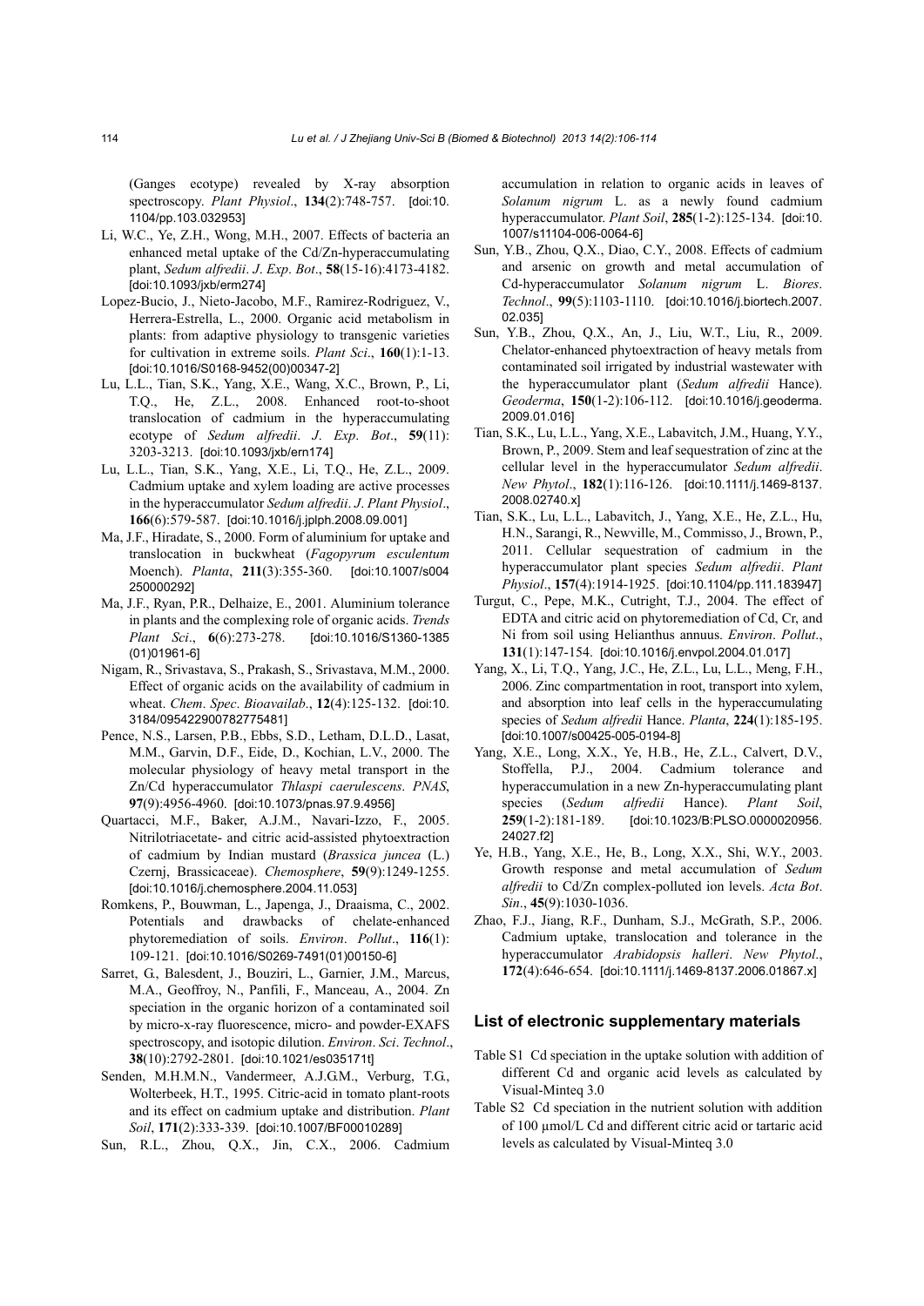(Ganges ecotype) revealed by X-ray absorption spectroscopy. *Plant Physiol*., **134**(2):748-757. [doi:10.1104/pp.103.032953]

Li, W.C., Ye, Z.H., Wong, M.H., 2007. Effects of bacteria an enhanced metal uptake of the Cd/Zn-hyperaccumulating plant, *Sedum alfredii*. *J*. *Exp*. *Bot*., **58**(15-16):4173-4182. [doi:10.1093/jxb/erm274]

Lopez-Bucio, J., Nieto-Jacobo, M.F., Ramirez-Rodriguez, V., Herrera-Estrella, L., 2000. Organic acid metabolism in plants: from adaptive physiology to transgenic varieties for cultivation in extreme soils. *Plant Sci*., **160**(1):1-13. [doi:10.1016/S0168-9452(00)00347-2]

Lu, L.L., Tian, S.K., Yang, X.E., Wang, X.C., Brown, P., Li, T.Q., He, Z.L., 2008. Enhanced root-to-shoot translocation of cadmium in the hyperaccumulating ecotype of *Sedum alfredii*. *J*. *Exp*. *Bot*., **59**(11):3203-3213. [doi:10.1093/jxb/ern174]

Lu, L.L., Tian, S.K., Yang, X.E., Li, T.Q., He, Z.L., 2009. Cadmium uptake and xylem loading are active processes in the hyperaccumulator *Sedum alfredii*. *J*. *Plant Physiol*., **166**(6):579-587. [doi:10.1016/j.jplph.2008.09.001]

Ma, J.F., Hiradate, S., 2000. Form of aluminium for uptake and translocation in buckwheat (*Fagopyrum esculentum* Moench). *Planta*, **211**(3):355-360. [doi:10.1007/s004250000292]

Ma, J.F., Ryan, P.R., Delhaize, E., 2001. Aluminium tolerance in plants and the complexing role of organic acids. *Trends Plant Sci*., **6**(6):273-278. [doi:10.1016/S1360-1385(01)01961-6]

Nigam, R., Srivastava, S., Prakash, S., Srivastava, M.M., 2000. Effect of organic acids on the availability of cadmium in wheat. *Chem*. *Spec*. *Bioavailab*., **12**(4):125-132. [doi:10.3184/095422900782775481]

Pence, N.S., Larsen, P.B., Ebbs, S.D., Letham, D.L.D., Lasat, M.M., Garvin, D.F., Eide, D., Kochian, L.V., 2000. The molecular physiology of heavy metal transport in the Zn/Cd hyperaccumulator *Thlaspi caerulescens*. *PNAS*, **97**(9):4956-4960. [doi:10.1073/pnas.97.9.4956]

Quartacci, M.F., Baker, A.J.M., Navari-Izzo, F., 2005. Nitrilotriacetate- and citric acid-assisted phytoextraction of cadmium by Indian mustard (*Brassica juncea* (L.) Czernj, Brassicaceae). *Chemosphere*, **59**(9):1249-1255. [doi:10.1016/j.chemosphere.2004.11.053]

Romkens, P., Bouwman, L., Japenga, J., Draaisma, C., 2002. Potentials and drawbacks of chelate-enhanced phytoremediation of soils. *Environ*. *Pollut*., **116**(1):109-121. [doi:10.1016/S0269-7491(01)00150-6]

Sarret, G., Balesdent, J., Bouziri, L., Garnier, J.M., Marcus, M.A., Geoffroy, N., Panfili, F., Manceau, A., 2004. Zn speciation in the organic horizon of a contaminated soil by micro-x-ray fluorescence, micro- and powder-EXAFS spectroscopy, and isotopic dilution. *Environ*. *Sci*. *Technol*., **38**(10):2792-2801. [doi:10.1021/es035171t]

Senden, M.H.M.N., Vandermeer, A.J.G.M., Verburg, T.G., Wolterbeek, H.T., 1995. Citric-acid in tomato plant-roots and its effect on cadmium uptake and distribution. *Plant Soil*, **171**(2):333-339. [doi:10.1007/BF00010289]

Sun, R.L., Zhou, Q.X., Jin, C.X., 2006. Cadmium accumulation in relation to organic acids in leaves of *Solanum nigrum* L. as a newly found cadmium hyperaccumulator. *Plant Soil*, **285**(1-2):125-134. [doi:10.1007/s11104-006-0064-6]

Sun, Y.B., Zhou, Q.X., Diao, C.Y., 2008. Effects of cadmium and arsenic on growth and metal accumulation of Cd-hyperaccumulator *Solanum nigrum* L. *Biores*. *Technol*., **99**(5):1103-1110. [doi:10.1016/j.biortech.2007.02.035]

Sun, Y.B., Zhou, Q.X., An, J., Liu, W.T., Liu, R., 2009. Chelator-enhanced phytoextraction of heavy metals from contaminated soil irrigated by industrial wastewater with the hyperaccumulator plant (*Sedum alfredii* Hance). *Geoderma*, **150**(1-2):106-112. [doi:10.1016/j.geoderma.2009.01.016]

Tian, S.K., Lu, L.L., Yang, X.E., Labavitch, J.M., Huang, Y.Y., Brown, P., 2009. Stem and leaf sequestration of zinc at the cellular level in the hyperaccumulator *Sedum alfredii*. *New Phytol*., **182**(1):116-126. [doi:10.1111/j.1469-8137.2008.02740.x]

Tian, S.K., Lu, L.L., Labavitch, J., Yang, X.E., He, Z.L., Hu, H.N., Sarangi, R., Newville, M., Commisso, J., Brown, P., 2011. Cellular sequestration of cadmium in the hyperaccumulator plant species *Sedum alfredii*. *Plant Physiol*., **157**(4):1914-1925. [doi:10.1104/pp.111.183947]

Turgut, C., Pepe, M.K., Cutright, T.J., 2004. The effect of EDTA and citric acid on phytoremediation of Cd, Cr, and Ni from soil using Helianthus annuus. *Environ*. *Pollut*., **131**(1):147-154. [doi:10.1016/j.envpol.2004.01.017]

Yang, X., Li, T.Q., Yang, J.C., He, Z.L., Lu, L.L., Meng, F.H., 2006. Zinc compartmentation in root, transport into xylem, and absorption into leaf cells in the hyperaccumulating species of *Sedum alfredii* Hance. *Planta*, **224**(1):185-195. [doi:10.1007/s00425-005-0194-8]

Yang, X.E., Long, X.X., Ye, H.B., He, Z.L., Calvert, D.V., Stoffella, P.J., 2004. Cadmium tolerance and hyperaccumulation in a new Zn-hyperaccumulating plant species (*Sedum alfredii* Hance). *Plant Soil*, **259**(1-2):181-189. [doi:10.1023/B:PLSO.0000020956.24027.f2]

Ye, H.B., Yang, X.E., He, B., Long, X.X., Shi, W.Y., 2003. Growth response and metal accumulation of *Sedum alfredii* to Cd/Zn complex-polluted ion levels. *Acta Bot*. *Sin*., **45**(9):1030-1036.

Zhao, F.J., Jiang, R.F., Dunham, S.J., McGrath, S.P., 2006. Cadmium uptake, translocation and tolerance in the hyperaccumulator *Arabidopsis halleri*. *New Phytol*., **172**(4):646-654. [doi:10.1111/j.1469-8137.2006.01867.x]

## List of electronic supplementary materials

Table S1 Cd speciation in the uptake solution with addition of different Cd and organic acid levels as calculated by Visual-Minteq 3.0

Table S2 Cd speciation in the nutrient solution with addition of 100 μmol/L Cd and different citric acid or tartaric acid levels as calculated by Visual-Minteq 3.0